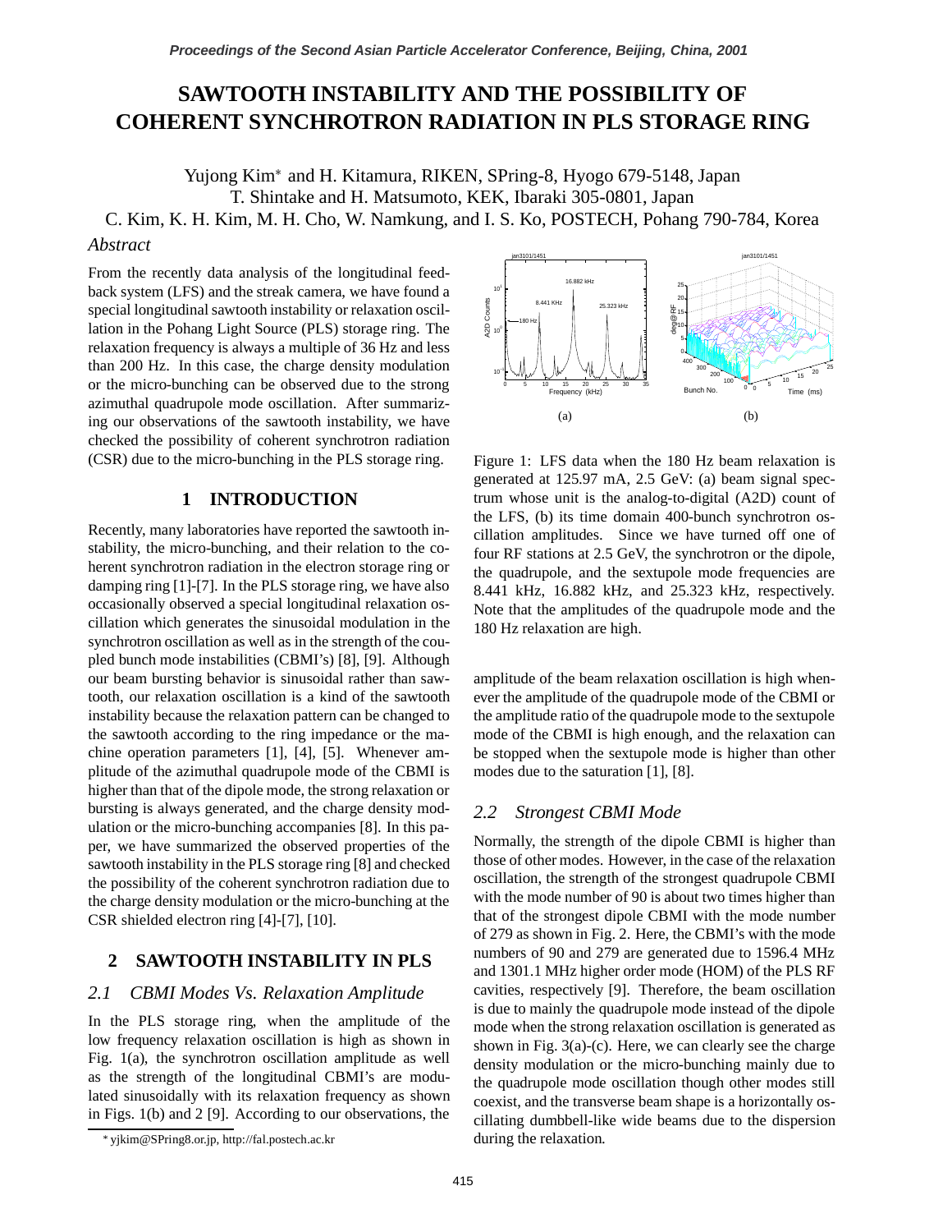# SAWTOOTH INSTABILITY AND THE POSSIBILITY OF COHERENT SYNCHROTRON RADIATION IN PLS STORAGE RING

Yujong Kim* and H. Kitamura, RIKEN, SPring-8, Hyogo 679-5148, Japan
T. Shintake and H. Matsumoto, KEK, Ibaraki 305-0801, Japan
C. Kim, K. H. Kim, M. H. Cho, W. Namkung, and I. S. Ko, POSTECH, Pohang 790-784, Korea

*Abstract*

From the recently data analysis of the longitudinal feedback system (LFS) and the streak camera, we have found a special longitudinal sawtooth instability or relaxation oscillation in the Pohang Light Source (PLS) storage ring. The relaxation frequency is always a multiple of 36 Hz and less than 200 Hz. In this case, the charge density modulation or the micro-bunching can be observed due to the strong azimuthal quadrupole mode oscillation. After summarizing our observations of the sawtooth instability, we have checked the possibility of coherent synchrotron radiation (CSR) due to the micro-bunching in the PLS storage ring.

## 1 INTRODUCTION

Recently, many laboratories have reported the sawtooth instability, the micro-bunching, and their relation to the coherent synchrotron radiation in the electron storage ring or damping ring [1]-[7]. In the PLS storage ring, we have also occasionally observed a special longitudinal relaxation oscillation which generates the sinusoidal modulation in the synchrotron oscillation as well as in the strength of the coupled bunch mode instabilities (CBMI's) [8], [9]. Although our beam bursting behavior is sinusoidal rather than sawtooth, our relaxation oscillation is a kind of the sawtooth instability because the relaxation pattern can be changed to the sawtooth according to the ring impedance or the machine operation parameters [1], [4], [5]. Whenever amplitude of the azimuthal quadrupole mode of the CBMI is higher than that of the dipole mode, the strong relaxation or bursting is always generated, and the charge density modulation or the micro-bunching accompanies [8]. In this paper, we have summarized the observed properties of the sawtooth instability in the PLS storage ring [8] and checked the possibility of the coherent synchrotron radiation due to the charge density modulation or the micro-bunching at the CSR shielded electron ring [4]-[7], [10].

## 2 SAWTOOTH INSTABILITY IN PLS

### *2.1 CBMI Modes Vs. Relaxation Amplitude*

In the PLS storage ring, when the amplitude of the low frequency relaxation oscillation is high as shown in Fig. 1(a), the synchrotron oscillation amplitude as well as the strength of the longitudinal CBMI's are modulated sinusoidally with its relaxation frequency as shown in Figs. 1(b) and 2 [9]. According to our observations, the amplitude of the beam relaxation oscillation is high whenever the amplitude of the quadrupole mode of the CBMI or the amplitude ratio of the quadrupole mode to the sextupole mode of the CBMI is high enough, and the relaxation can be stopped when the sextupole mode is higher than other modes due to the saturation [1], [8].

Figure 1: LFS data when the 180 Hz beam relaxation is generated at 125.97 mA, 2.5 GeV: (a) beam signal spectrum whose unit is the analog-to-digital (A2D) count of the LFS, (b) its time domain 400-bunch synchrotron oscillation amplitudes. Since we have turned off one of four RF stations at 2.5 GeV, the synchrotron or the dipole, the quadrupole, and the sextupole mode frequencies are 8.441 kHz, 16.882 kHz, and 25.323 kHz, respectively. Note that the amplitudes of the quadrupole mode and the 180 Hz relaxation are high.

### *2.2 Strongest CBMI Mode*

Normally, the strength of the dipole CBMI is higher than those of other modes. However, in the case of the relaxation oscillation, the strength of the strongest quadrupole CBMI with the mode number of 90 is about two times higher than that of the strongest dipole CBMI with the mode number of 279 as shown in Fig. 2. Here, the CBMI's with the mode numbers of 90 and 279 are generated due to 1596.4 MHz and 1301.1 MHz higher order mode (HOM) of the PLS RF cavities, respectively [9]. Therefore, the beam oscillation is due to mainly the quadrupole mode instead of the dipole mode when the strong relaxation oscillation is generated as shown in Fig. 3(a)-(c). Here, we can clearly see the charge density modulation or the micro-bunching mainly due to the quadrupole mode oscillation though other modes still coexist, and the transverse beam shape is a horizontally oscillating dumbbell-like wide beams due to the dispersion during the relaxation.

* yjkim@SPring8.or.jp, http://fal.postech.ac.kr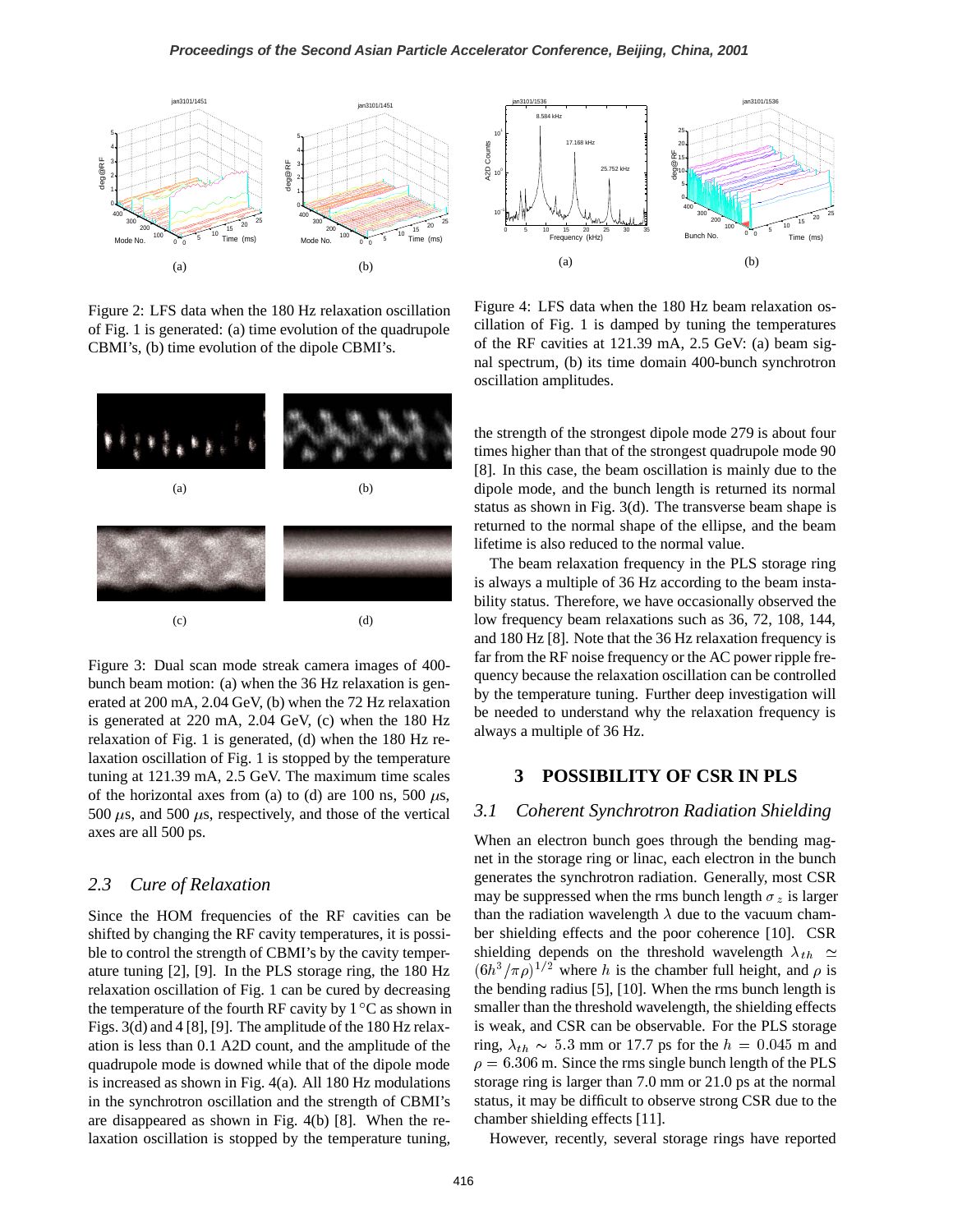Figure 2: LFS data when the 180 Hz relaxation oscillation of Fig. 1 is generated: (a) time evolution of the quadrupole CBMI's, (b) time evolution of the dipole CBMI's.

Figure 3: Dual scan mode streak camera images of 400-bunch beam motion: (a) when the 36 Hz relaxation is generated at 200 mA, 2.04 GeV, (b) when the 72 Hz relaxation is generated at 220 mA, 2.04 GeV, (c) when the 180 Hz relaxation of Fig. 1 is generated, (d) when the 180 Hz relaxation oscillation of Fig. 1 is stopped by the temperature tuning at 121.39 mA, 2.5 GeV. The maximum time scales of the horizontal axes from (a) to (d) are 100 ns, 500 $\mu$s, 500 $\mu$s, and 500 $\mu$s, respectively, and those of the vertical axes are all 500 ps.

### 2.3 Cure of Relaxation

Since the HOM frequencies of the RF cavities can be shifted by changing the RF cavity temperatures, it is possible to control the strength of CBMI's by the cavity temperature tuning [2], [9]. In the PLS storage ring, the 180 Hz relaxation oscillation of Fig. 1 can be cured by decreasing the temperature of the fourth RF cavity by 1 °C as shown in Figs. 3(d) and 4 [8], [9]. The amplitude of the 180 Hz relaxation is less than 0.1 A2D count, and the amplitude of the quadrupole mode is downed while that of the dipole mode is increased as shown in Fig. 4(a). All 180 Hz modulations in the synchrotron oscillation and the strength of CBMI's are disappeared as shown in Fig. 4(b) [8]. When the relaxation oscillation is stopped by the temperature tuning, the strength of the strongest dipole mode 279 is about four times higher than that of the strongest quadrupole mode 90 [8]. In this case, the beam oscillation is mainly due to the dipole mode, and the bunch length is returned its normal status as shown in Fig. 3(d). The transverse beam shape is returned to the normal shape of the ellipse, and the beam lifetime is also reduced to the normal value.

Figure 4: LFS data when the 180 Hz beam relaxation oscillation of Fig. 1 is damped by tuning the temperatures of the RF cavities at 121.39 mA, 2.5 GeV: (a) beam signal spectrum, (b) its time domain 400-bunch synchrotron oscillation amplitudes.

The beam relaxation frequency in the PLS storage ring is always a multiple of 36 Hz according to the beam instability status. Therefore, we have occasionally observed the low frequency beam relaxations such as 36, 72, 108, 144, and 180 Hz [8]. Note that the 36 Hz relaxation frequency is far from the RF noise frequency or the AC power ripple frequency because the relaxation oscillation can be controlled by the temperature tuning. Further deep investigation will be needed to understand why the relaxation frequency is always a multiple of 36 Hz.

## 3 POSSIBILITY OF CSR IN PLS

### 3.1 Coherent Synchrotron Radiation Shielding

When an electron bunch goes through the bending magnet in the storage ring or linac, each electron in the bunch generates the synchrotron radiation. Generally, most CSR may be suppressed when the rms bunch length $\sigma_z$ is larger than the radiation wavelength $\lambda$ due to the vacuum chamber shielding effects and the poor coherence [10]. CSR shielding depends on the threshold wavelength $\lambda_{th} \simeq (6h^3/\pi\rho)^{1/2}$ where $h$ is the chamber full height, and $\rho$ is the bending radius [5], [10]. When the rms bunch length is smaller than the threshold wavelength, the shielding effects is weak, and CSR can be observable. For the PLS storage ring, $\lambda_{th} \sim 5.3$ mm or 17.7 ps for the $h = 0.045$ m and $\rho = 6.306$ m. Since the rms single bunch length of the PLS storage ring is larger than 7.0 mm or 21.0 ps at the normal status, it may be difficult to observe strong CSR due to the chamber shielding effects [11].

However, recently, several storage rings have reported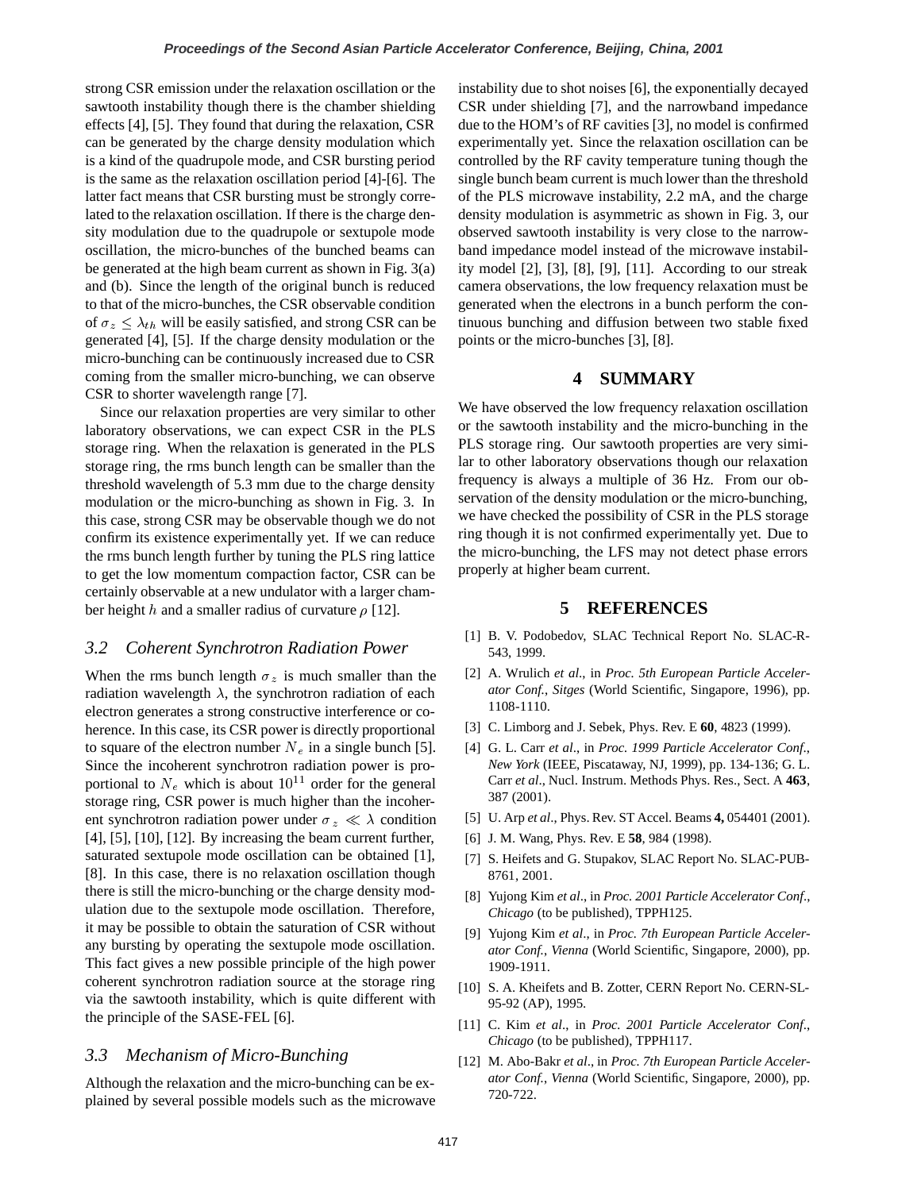strong CSR emission under the relaxation oscillation or the sawtooth instability though there is the chamber shielding effects [4], [5]. They found that during the relaxation, CSR can be generated by the charge density modulation which is a kind of the quadrupole mode, and CSR bursting period is the same as the relaxation oscillation period [4]-[6]. The latter fact means that CSR bursting must be strongly correlated to the relaxation oscillation. If there is the charge density modulation due to the quadrupole or sextupole mode oscillation, the micro-bunches of the bunched beams can be generated at the high beam current as shown in Fig. 3(a) and (b). Since the length of the original bunch is reduced to that of the micro-bunches, the CSR observable condition of $\sigma_z \leq \lambda_{th}$ will be easily satisfied, and strong CSR can be generated [4], [5]. If the charge density modulation or the micro-bunching can be continuously increased due to CSR coming from the smaller micro-bunching, we can observe CSR to shorter wavelength range [7].

Since our relaxation properties are very similar to other laboratory observations, we can expect CSR in the PLS storage ring. When the relaxation is generated in the PLS storage ring, the rms bunch length can be smaller than the threshold wavelength of 5.3 mm due to the charge density modulation or the micro-bunching as shown in Fig. 3. In this case, strong CSR may be observable though we do not confirm its existence experimentally yet. If we can reduce the rms bunch length further by tuning the PLS ring lattice to get the low momentum compaction factor, CSR can be certainly observable at a new undulator with a larger chamber height $h$ and a smaller radius of curvature $\rho$ [12].

### 3.2 Coherent Synchrotron Radiation Power

When the rms bunch length $\sigma_z$ is much smaller than the radiation wavelength $\lambda$, the synchrotron radiation of each electron generates a strong constructive interference or coherence. In this case, its CSR power is directly proportional to square of the electron number $N_e$ in a single bunch [5]. Since the incoherent synchrotron radiation power is proportional to $N_e$ which is about $10^{11}$ order for the general storage ring, CSR power is much higher than the incoherent synchrotron radiation power under $\sigma_z \ll \lambda$ condition [4], [5], [10], [12]. By increasing the beam current further, saturated sextupole mode oscillation can be obtained [1], [8]. In this case, there is no relaxation oscillation though there is still the micro-bunching or the charge density modulation due to the sextupole mode oscillation. Therefore, it may be possible to obtain the saturation of CSR without any bursting by operating the sextupole mode oscillation. This fact gives a new possible principle of the high power coherent synchrotron radiation source at the storage ring via the sawtooth instability, which is quite different with the principle of the SASE-FEL [6].

### 3.3 Mechanism of Micro-Bunching

Although the relaxation and the micro-bunching can be explained by several possible models such as the microwave instability due to shot noises [6], the exponentially decayed CSR under shielding [7], and the narrowband impedance due to the HOM's of RF cavities [3], no model is confirmed experimentally yet. Since the relaxation oscillation can be controlled by the RF cavity temperature tuning though the single bunch beam current is much lower than the threshold of the PLS microwave instability, 2.2 mA, and the charge density modulation is asymmetric as shown in Fig. 3, our observed sawtooth instability is very close to the narrowband impedance model instead of the microwave instability model [2], [3], [8], [9], [11]. According to our streak camera observations, the low frequency relaxation must be generated when the electrons in a bunch perform the continuous bunching and diffusion between two stable fixed points or the micro-bunches [3], [8].

## 4 SUMMARY

We have observed the low frequency relaxation oscillation or the sawtooth instability and the micro-bunching in the PLS storage ring. Our sawtooth properties are very similar to other laboratory observations though our relaxation frequency is always a multiple of 36 Hz. From our observation of the density modulation or the micro-bunching, we have checked the possibility of CSR in the PLS storage ring though it is not confirmed experimentally yet. Due to the micro-bunching, the LFS may not detect phase errors properly at higher beam current.

## 5 REFERENCES

[1] B. V. Podobedov, SLAC Technical Report No. SLAC-R-543, 1999.

[2] A. Wrulich *et al*., in *Proc. 5th European Particle Accelerator Conf., Sitges* (World Scientific, Singapore, 1996), pp. 1108-1110.

[3] C. Limborg and J. Sebek, Phys. Rev. E **60**, 4823 (1999).

[4] G. L. Carr *et al*., in *Proc. 1999 Particle Accelerator Conf., New York* (IEEE, Piscataway, NJ, 1999), pp. 134-136; G. L. Carr *et al*., Nucl. Instrum. Methods Phys. Res., Sect. A **463**, 387 (2001).

[5] U. Arp *et al*., Phys. Rev. ST Accel. Beams **4,** 054401 (2001).

[6] J. M. Wang, Phys. Rev. E **58**, 984 (1998).

[7] S. Heifets and G. Stupakov, SLAC Report No. SLAC-PUB-8761, 2001.

[8] Yujong Kim *et al*., in *Proc. 2001 Particle Accelerator Conf., Chicago* (to be published), TPPH125.

[9] Yujong Kim *et al*., in *Proc. 7th European Particle Accelerator Conf., Vienna* (World Scientific, Singapore, 2000), pp. 1909-1911.

[10] S. A. Kheifets and B. Zotter, CERN Report No. CERN-SL-95-92 (AP), 1995.

[11] C. Kim *et al*., in *Proc. 2001 Particle Accelerator Conf., Chicago* (to be published), TPPH117.

[12] M. Abo-Bakr *et al*., in *Proc. 7th European Particle Accelerator Conf., Vienna* (World Scientific, Singapore, 2000), pp. 720-722.